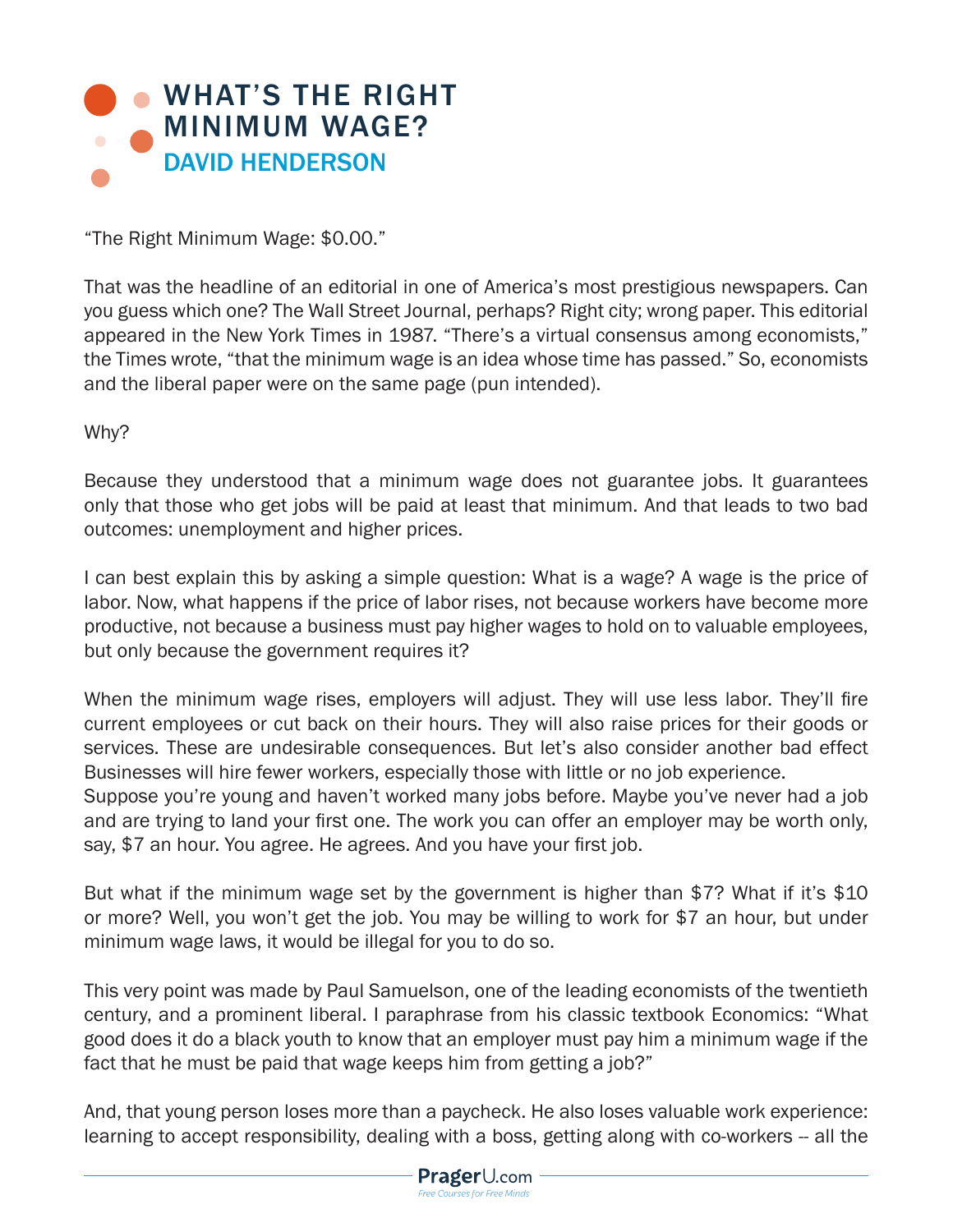# WHAT'S THE RIGHT MINIMUM WAGE?

## DAVID HENDERSON

"The Right Minimum Wage: $0.00."

That was the headline of an editorial in one of America's most prestigious newspapers. Can you guess which one? The Wall Street Journal, perhaps? Right city; wrong paper. This editorial appeared in the New York Times in 1987. "There's a virtual consensus among economists," the Times wrote, "that the minimum wage is an idea whose time has passed." So, economists and the liberal paper were on the same page (pun intended).

Why?

Because they understood that a minimum wage does not guarantee jobs. It guarantees only that those who get jobs will be paid at least that minimum. And that leads to two bad outcomes: unemployment and higher prices.

I can best explain this by asking a simple question: What is a wage? A wage is the price of labor. Now, what happens if the price of labor rises, not because workers have become more productive, not because a business must pay higher wages to hold on to valuable employees, but only because the government requires it?

When the minimum wage rises, employers will adjust. They will use less labor. They'll fire current employees or cut back on their hours. They will also raise prices for their goods or services. These are undesirable consequences. But let's also consider another bad effect Businesses will hire fewer workers, especially those with little or no job experience.
Suppose you're young and haven't worked many jobs before. Maybe you've never had a job and are trying to land your first one. The work you can offer an employer may be worth only, say, $7 an hour. You agree. He agrees. And you have your first job.

But what if the minimum wage set by the government is higher than $7? What if it's $10 or more? Well, you won't get the job. You may be willing to work for $7 an hour, but under minimum wage laws, it would be illegal for you to do so.

This very point was made by Paul Samuelson, one of the leading economists of the twentieth century, and a prominent liberal. I paraphrase from his classic textbook Economics: "What good does it do a black youth to know that an employer must pay him a minimum wage if the fact that he must be paid that wage keeps him from getting a job?"

And, that young person loses more than a paycheck. He also loses valuable work experience: learning to accept responsibility, dealing with a boss, getting along with co-workers -- all the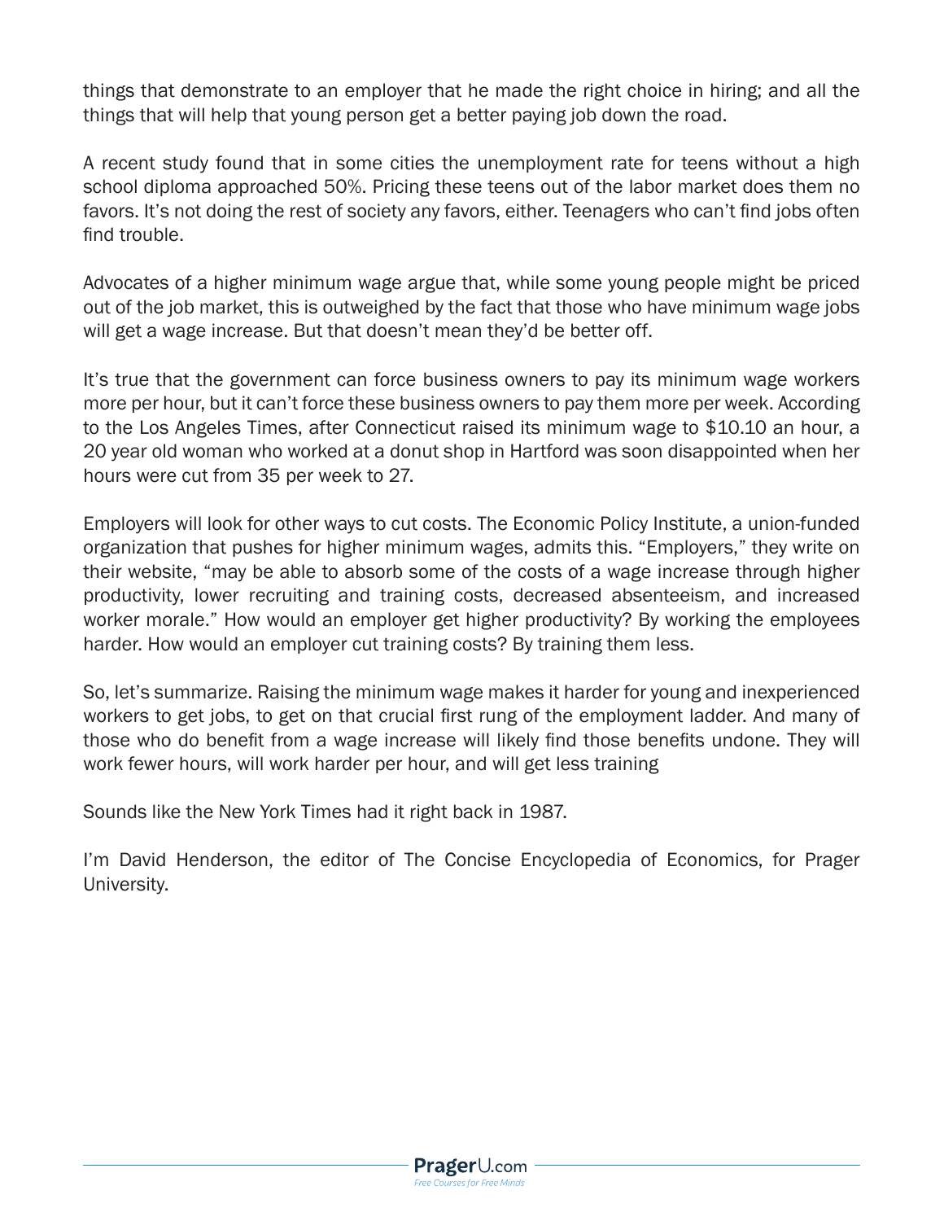things that demonstrate to an employer that he made the right choice in hiring; and all the things that will help that young person get a better paying job down the road.

A recent study found that in some cities the unemployment rate for teens without a high school diploma approached 50%. Pricing these teens out of the labor market does them no favors. It's not doing the rest of society any favors, either. Teenagers who can't find jobs often find trouble.

Advocates of a higher minimum wage argue that, while some young people might be priced out of the job market, this is outweighed by the fact that those who have minimum wage jobs will get a wage increase. But that doesn't mean they'd be better off.

It's true that the government can force business owners to pay its minimum wage workers more per hour, but it can't force these business owners to pay them more per week. According to the Los Angeles Times, after Connecticut raised its minimum wage to $10.10 an hour, a 20 year old woman who worked at a donut shop in Hartford was soon disappointed when her hours were cut from 35 per week to 27.

Employers will look for other ways to cut costs. The Economic Policy Institute, a union-funded organization that pushes for higher minimum wages, admits this. "Employers," they write on their website, "may be able to absorb some of the costs of a wage increase through higher productivity, lower recruiting and training costs, decreased absenteeism, and increased worker morale." How would an employer get higher productivity? By working the employees harder. How would an employer cut training costs? By training them less.

So, let's summarize. Raising the minimum wage makes it harder for young and inexperienced workers to get jobs, to get on that crucial first rung of the employment ladder. And many of those who do benefit from a wage increase will likely find those benefits undone. They will work fewer hours, will work harder per hour, and will get less training

Sounds like the New York Times had it right back in 1987.

I'm David Henderson, the editor of The Concise Encyclopedia of Economics, for Prager University.